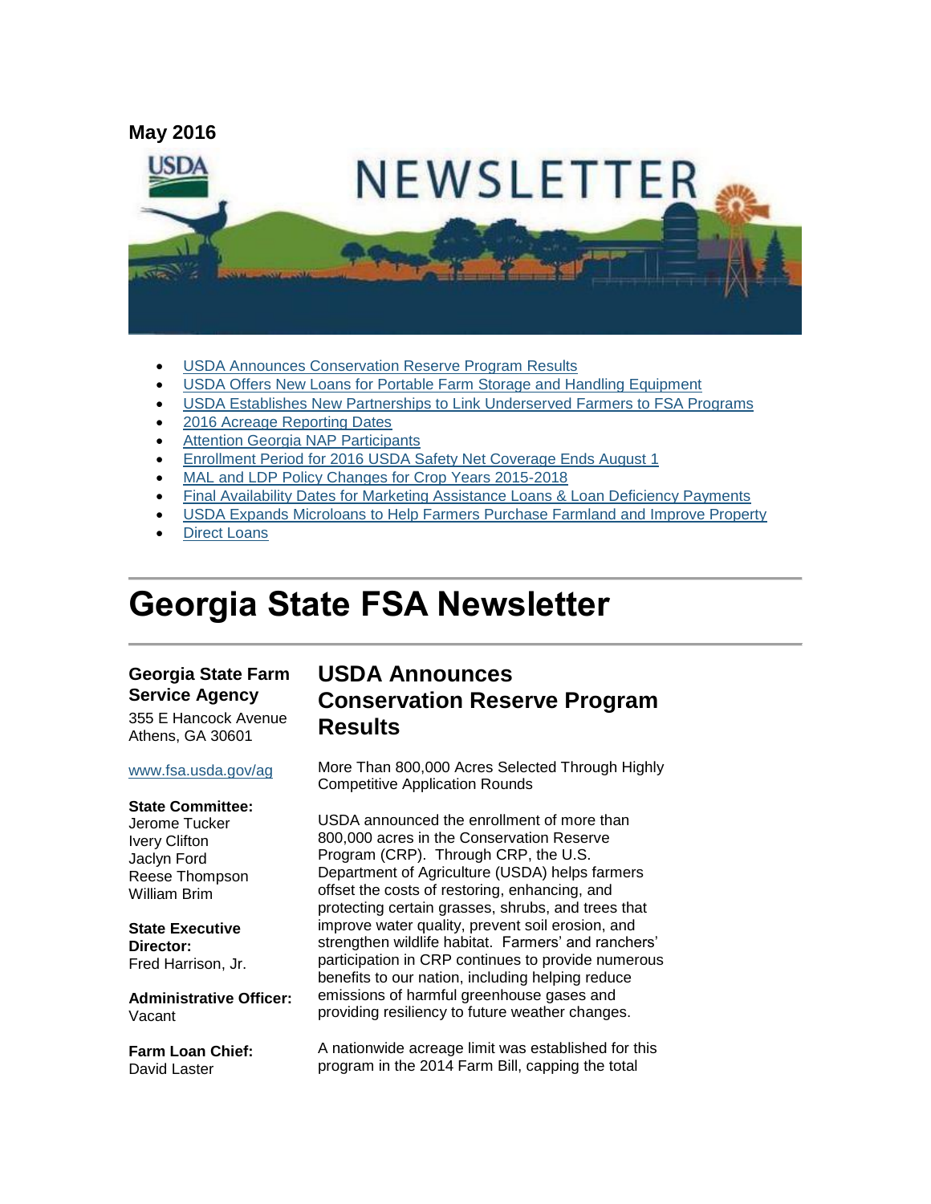**May 2016**

- USDA Announces Conservation Reserve Program Results
- USDA Offers New Loans for Portable Farm Storage and Handling Equipment
- USDA Establishes New Partnerships to Link Underserved Farmers to FSA Programs
- 2016 Acreage Reporting Dates
- Attention Georgia NAP Participants
- Enrollment Period for 2016 USDA Safety Net Coverage Ends August 1
- MAL and LDP Policy Changes for Crop Years 2015-2018
- Final Availability Dates for Marketing Assistance Loans & Loan Deficiency Payments
- USDA Expands Microloans to Help Farmers Purchase Farmland and Improve Property
- Direct Loans

# Georgia State FSA Newsletter

**Georgia State Farm Service Agency**
355 E Hancock Avenue
Athens, GA 30601

www.fsa.usda.gov/ag

**State Committee:**
Jerome Tucker
Ivery Clifton
Jaclyn Ford
Reese Thompson
William Brim

**State Executive Director:**
Fred Harrison, Jr.

**Administrative Officer:**
Vacant

**Farm Loan Chief:**
David Laster

## USDA Announces Conservation Reserve Program Results

More Than 800,000 Acres Selected Through Highly Competitive Application Rounds

USDA announced the enrollment of more than 800,000 acres in the Conservation Reserve Program (CRP). Through CRP, the U.S. Department of Agriculture (USDA) helps farmers offset the costs of restoring, enhancing, and protecting certain grasses, shrubs, and trees that improve water quality, prevent soil erosion, and strengthen wildlife habitat. Farmers' and ranchers' participation in CRP continues to provide numerous benefits to our nation, including helping reduce emissions of harmful greenhouse gases and providing resiliency to future weather changes.

A nationwide acreage limit was established for this program in the 2014 Farm Bill, capping the total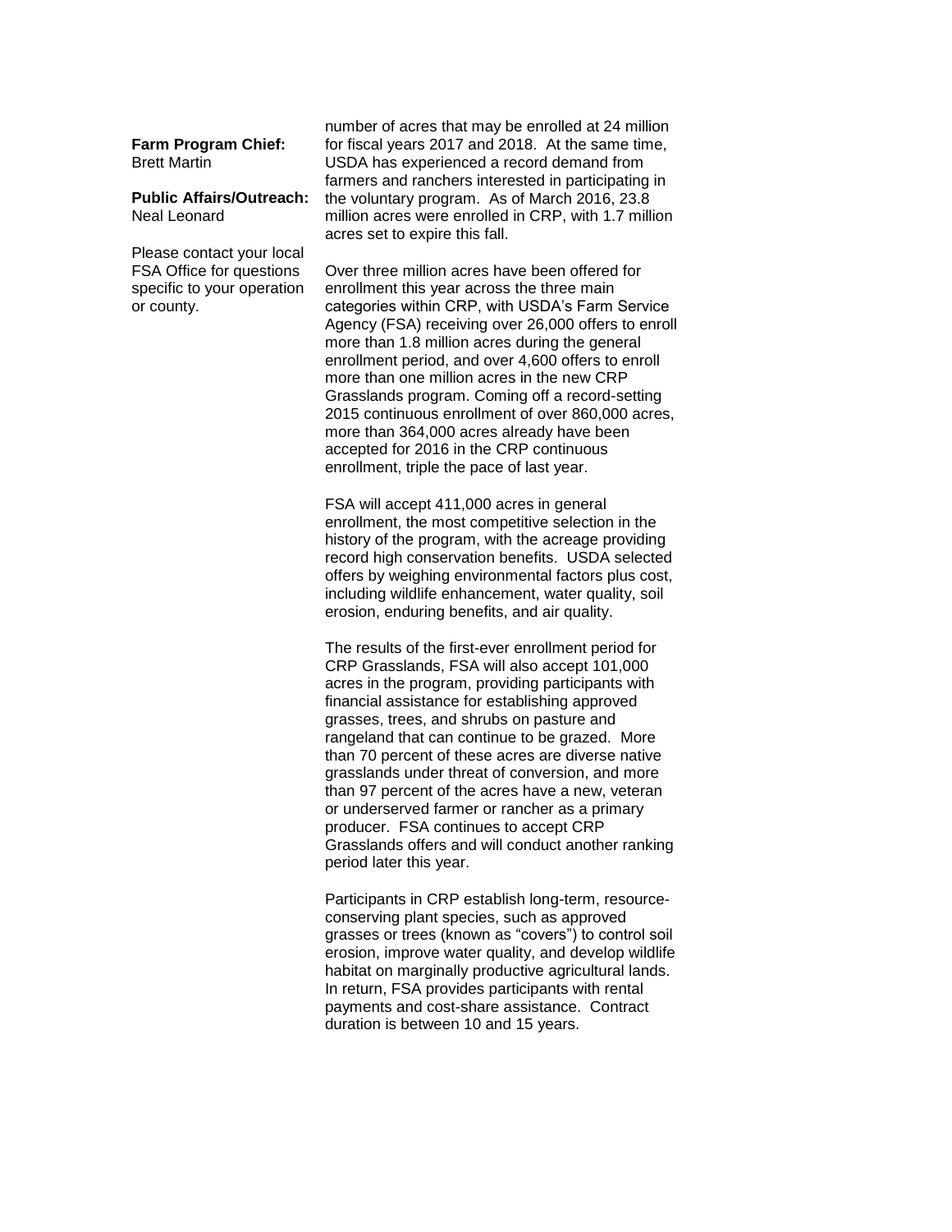**Farm Program Chief:**
Brett Martin

**Public Affairs/Outreach:**
Neal Leonard

Please contact your local FSA Office for questions specific to your operation or county.

number of acres that may be enrolled at 24 million for fiscal years 2017 and 2018. At the same time, USDA has experienced a record demand from farmers and ranchers interested in participating in the voluntary program. As of March 2016, 23.8 million acres were enrolled in CRP, with 1.7 million acres set to expire this fall.

Over three million acres have been offered for enrollment this year across the three main categories within CRP, with USDA's Farm Service Agency (FSA) receiving over 26,000 offers to enroll more than 1.8 million acres during the general enrollment period, and over 4,600 offers to enroll more than one million acres in the new CRP Grasslands program. Coming off a record-setting 2015 continuous enrollment of over 860,000 acres, more than 364,000 acres already have been accepted for 2016 in the CRP continuous enrollment, triple the pace of last year.

FSA will accept 411,000 acres in general enrollment, the most competitive selection in the history of the program, with the acreage providing record high conservation benefits. USDA selected offers by weighing environmental factors plus cost, including wildlife enhancement, water quality, soil erosion, enduring benefits, and air quality.

The results of the first-ever enrollment period for CRP Grasslands, FSA will also accept 101,000 acres in the program, providing participants with financial assistance for establishing approved grasses, trees, and shrubs on pasture and rangeland that can continue to be grazed. More than 70 percent of these acres are diverse native grasslands under threat of conversion, and more than 97 percent of the acres have a new, veteran or underserved farmer or rancher as a primary producer. FSA continues to accept CRP Grasslands offers and will conduct another ranking period later this year.

Participants in CRP establish long-term, resource-conserving plant species, such as approved grasses or trees (known as "covers") to control soil erosion, improve water quality, and develop wildlife habitat on marginally productive agricultural lands. In return, FSA provides participants with rental payments and cost-share assistance. Contract duration is between 10 and 15 years.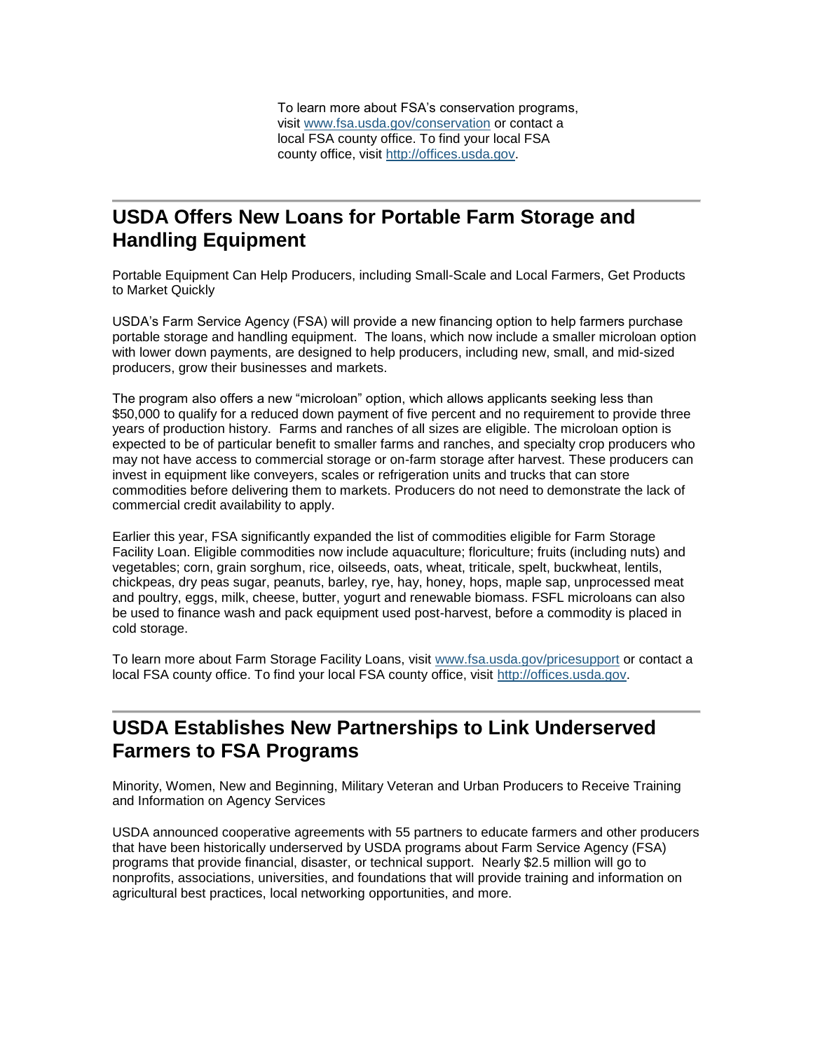To learn more about FSA's conservation programs, visit www.fsa.usda.gov/conservation or contact a local FSA county office. To find your local FSA county office, visit http://offices.usda.gov.

---

## USDA Offers New Loans for Portable Farm Storage and Handling Equipment

Portable Equipment Can Help Producers, including Small-Scale and Local Farmers, Get Products to Market Quickly

USDA's Farm Service Agency (FSA) will provide a new financing option to help farmers purchase portable storage and handling equipment. The loans, which now include a smaller microloan option with lower down payments, are designed to help producers, including new, small, and mid-sized producers, grow their businesses and markets.

The program also offers a new "microloan" option, which allows applicants seeking less than $50,000 to qualify for a reduced down payment of five percent and no requirement to provide three years of production history. Farms and ranches of all sizes are eligible. The microloan option is expected to be of particular benefit to smaller farms and ranches, and specialty crop producers who may not have access to commercial storage or on-farm storage after harvest. These producers can invest in equipment like conveyers, scales or refrigeration units and trucks that can store commodities before delivering them to markets. Producers do not need to demonstrate the lack of commercial credit availability to apply.

Earlier this year, FSA significantly expanded the list of commodities eligible for Farm Storage Facility Loan. Eligible commodities now include aquaculture; floriculture; fruits (including nuts) and vegetables; corn, grain sorghum, rice, oilseeds, oats, wheat, triticale, spelt, buckwheat, lentils, chickpeas, dry peas sugar, peanuts, barley, rye, hay, honey, hops, maple sap, unprocessed meat and poultry, eggs, milk, cheese, butter, yogurt and renewable biomass. FSFL microloans can also be used to finance wash and pack equipment used post-harvest, before a commodity is placed in cold storage.

To learn more about Farm Storage Facility Loans, visit www.fsa.usda.gov/pricesupport or contact a local FSA county office. To find your local FSA county office, visit http://offices.usda.gov.

---

## USDA Establishes New Partnerships to Link Underserved Farmers to FSA Programs

Minority, Women, New and Beginning, Military Veteran and Urban Producers to Receive Training and Information on Agency Services

USDA announced cooperative agreements with 55 partners to educate farmers and other producers that have been historically underserved by USDA programs about Farm Service Agency (FSA) programs that provide financial, disaster, or technical support. Nearly $2.5 million will go to nonprofits, associations, universities, and foundations that will provide training and information on agricultural best practices, local networking opportunities, and more.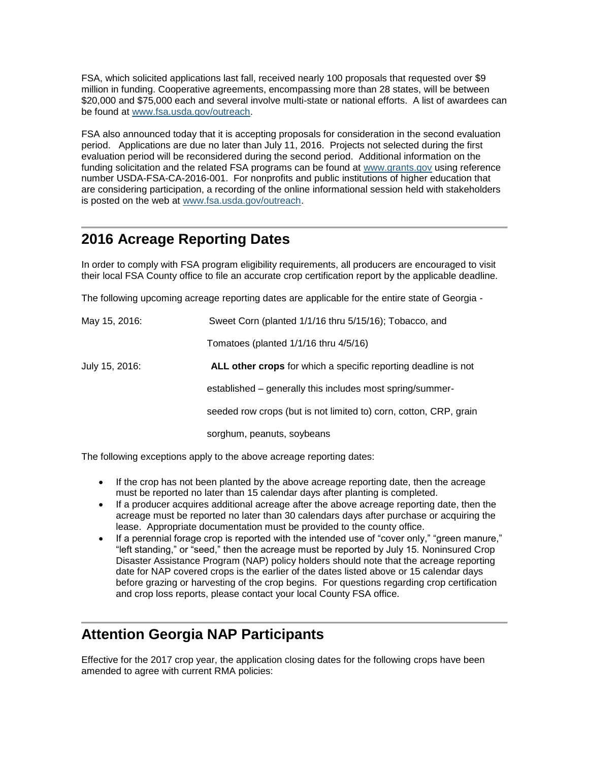FSA, which solicited applications last fall, received nearly 100 proposals that requested over $9 million in funding. Cooperative agreements, encompassing more than 28 states, will be between $20,000 and $75,000 each and several involve multi-state or national efforts. A list of awardees can be found at www.fsa.usda.gov/outreach.

FSA also announced today that it is accepting proposals for consideration in the second evaluation period. Applications are due no later than July 11, 2016. Projects not selected during the first evaluation period will be reconsidered during the second period. Additional information on the funding solicitation and the related FSA programs can be found at www.grants.gov using reference number USDA-FSA-CA-2016-001. For nonprofits and public institutions of higher education that are considering participation, a recording of the online informational session held with stakeholders is posted on the web at www.fsa.usda.gov/outreach.

## 2016 Acreage Reporting Dates

In order to comply with FSA program eligibility requirements, all producers are encouraged to visit their local FSA County office to file an accurate crop certification report by the applicable deadline.

The following upcoming acreage reporting dates are applicable for the entire state of Georgia -

| | |
|---|---|
| May 15, 2016: | Sweet Corn (planted 1/1/16 thru 5/15/16); Tobacco, and Tomatoes (planted 1/1/16 thru 4/5/16) |
| July 15, 2016: | **ALL other crops** for which a specific reporting deadline is not established – generally this includes most spring/summer-seeded row crops (but is not limited to) corn, cotton, CRP, grain sorghum, peanuts, soybeans |

The following exceptions apply to the above acreage reporting dates:

- If the crop has not been planted by the above acreage reporting date, then the acreage must be reported no later than 15 calendar days after planting is completed.
- If a producer acquires additional acreage after the above acreage reporting date, then the acreage must be reported no later than 30 calendars days after purchase or acquiring the lease. Appropriate documentation must be provided to the county office.
- If a perennial forage crop is reported with the intended use of "cover only," "green manure," "left standing," or "seed," then the acreage must be reported by July 15. Noninsured Crop Disaster Assistance Program (NAP) policy holders should note that the acreage reporting date for NAP covered crops is the earlier of the dates listed above or 15 calendar days before grazing or harvesting of the crop begins. For questions regarding crop certification and crop loss reports, please contact your local County FSA office.

## Attention Georgia NAP Participants

Effective for the 2017 crop year, the application closing dates for the following crops have been amended to agree with current RMA policies: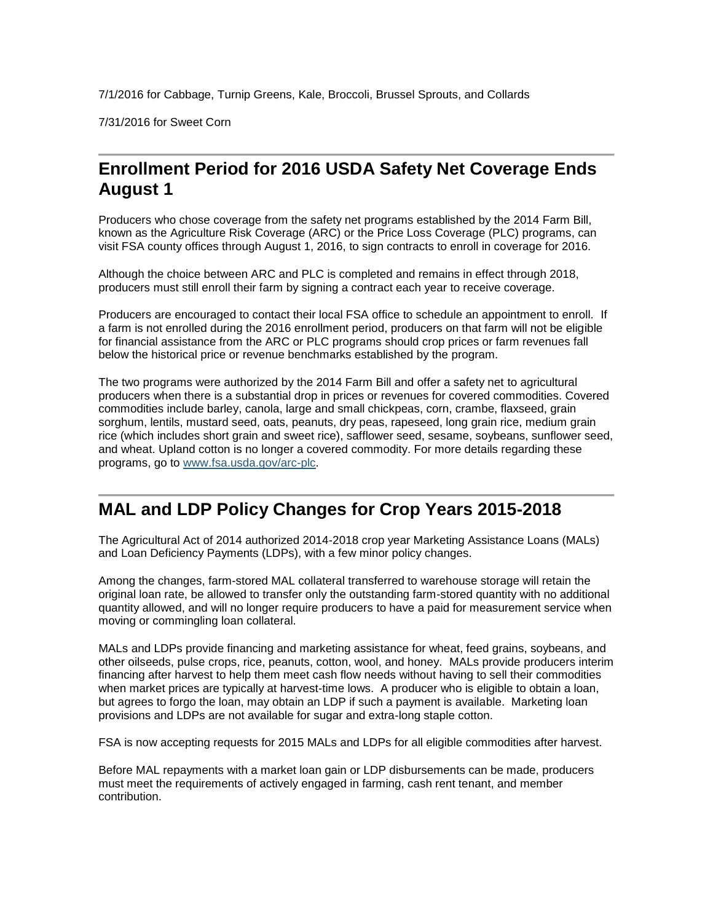7/1/2016 for Cabbage, Turnip Greens, Kale, Broccoli, Brussel Sprouts, and Collards

7/31/2016 for Sweet Corn

---

## Enrollment Period for 2016 USDA Safety Net Coverage Ends August 1

Producers who chose coverage from the safety net programs established by the 2014 Farm Bill, known as the Agriculture Risk Coverage (ARC) or the Price Loss Coverage (PLC) programs, can visit FSA county offices through August 1, 2016, to sign contracts to enroll in coverage for 2016.

Although the choice between ARC and PLC is completed and remains in effect through 2018, producers must still enroll their farm by signing a contract each year to receive coverage.

Producers are encouraged to contact their local FSA office to schedule an appointment to enroll. If a farm is not enrolled during the 2016 enrollment period, producers on that farm will not be eligible for financial assistance from the ARC or PLC programs should crop prices or farm revenues fall below the historical price or revenue benchmarks established by the program.

The two programs were authorized by the 2014 Farm Bill and offer a safety net to agricultural producers when there is a substantial drop in prices or revenues for covered commodities. Covered commodities include barley, canola, large and small chickpeas, corn, crambe, flaxseed, grain sorghum, lentils, mustard seed, oats, peanuts, dry peas, rapeseed, long grain rice, medium grain rice (which includes short grain and sweet rice), safflower seed, sesame, soybeans, sunflower seed, and wheat. Upland cotton is no longer a covered commodity. For more details regarding these programs, go to [www.fsa.usda.gov/arc-plc](www.fsa.usda.gov/arc-plc).

---

## MAL and LDP Policy Changes for Crop Years 2015-2018

The Agricultural Act of 2014 authorized 2014-2018 crop year Marketing Assistance Loans (MALs) and Loan Deficiency Payments (LDPs), with a few minor policy changes.

Among the changes, farm-stored MAL collateral transferred to warehouse storage will retain the original loan rate, be allowed to transfer only the outstanding farm-stored quantity with no additional quantity allowed, and will no longer require producers to have a paid for measurement service when moving or commingling loan collateral.

MALs and LDPs provide financing and marketing assistance for wheat, feed grains, soybeans, and other oilseeds, pulse crops, rice, peanuts, cotton, wool, and honey. MALs provide producers interim financing after harvest to help them meet cash flow needs without having to sell their commodities when market prices are typically at harvest-time lows. A producer who is eligible to obtain a loan, but agrees to forgo the loan, may obtain an LDP if such a payment is available. Marketing loan provisions and LDPs are not available for sugar and extra-long staple cotton.

FSA is now accepting requests for 2015 MALs and LDPs for all eligible commodities after harvest.

Before MAL repayments with a market loan gain or LDP disbursements can be made, producers must meet the requirements of actively engaged in farming, cash rent tenant, and member contribution.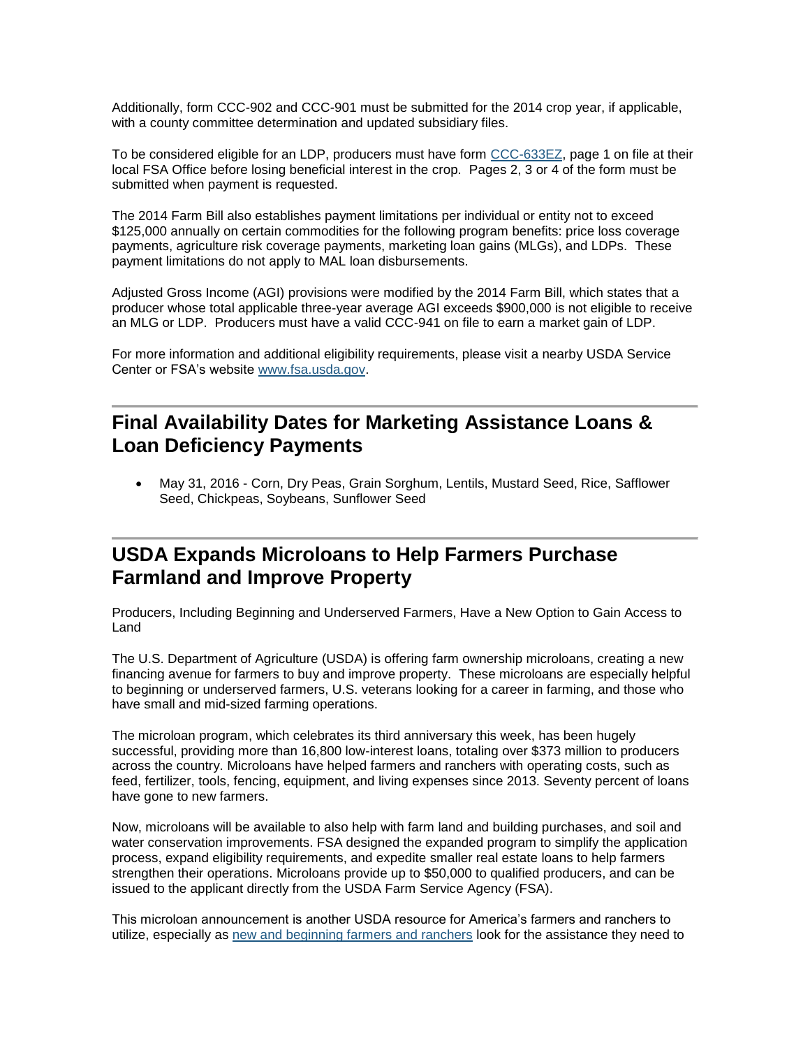Additionally, form CCC-902 and CCC-901 must be submitted for the 2014 crop year, if applicable, with a county committee determination and updated subsidiary files.

To be considered eligible for an LDP, producers must have form CCC-633EZ, page 1 on file at their local FSA Office before losing beneficial interest in the crop. Pages 2, 3 or 4 of the form must be submitted when payment is requested.

The 2014 Farm Bill also establishes payment limitations per individual or entity not to exceed $125,000 annually on certain commodities for the following program benefits: price loss coverage payments, agriculture risk coverage payments, marketing loan gains (MLGs), and LDPs. These payment limitations do not apply to MAL loan disbursements.

Adjusted Gross Income (AGI) provisions were modified by the 2014 Farm Bill, which states that a producer whose total applicable three-year average AGI exceeds $900,000 is not eligible to receive an MLG or LDP. Producers must have a valid CCC-941 on file to earn a market gain of LDP.

For more information and additional eligibility requirements, please visit a nearby USDA Service Center or FSA's website www.fsa.usda.gov.

## Final Availability Dates for Marketing Assistance Loans & Loan Deficiency Payments

- May 31, 2016 - Corn, Dry Peas, Grain Sorghum, Lentils, Mustard Seed, Rice, Safflower Seed, Chickpeas, Soybeans, Sunflower Seed

## USDA Expands Microloans to Help Farmers Purchase Farmland and Improve Property

Producers, Including Beginning and Underserved Farmers, Have a New Option to Gain Access to Land

The U.S. Department of Agriculture (USDA) is offering farm ownership microloans, creating a new financing avenue for farmers to buy and improve property. These microloans are especially helpful to beginning or underserved farmers, U.S. veterans looking for a career in farming, and those who have small and mid-sized farming operations.

The microloan program, which celebrates its third anniversary this week, has been hugely successful, providing more than 16,800 low-interest loans, totaling over $373 million to producers across the country. Microloans have helped farmers and ranchers with operating costs, such as feed, fertilizer, tools, fencing, equipment, and living expenses since 2013. Seventy percent of loans have gone to new farmers.

Now, microloans will be available to also help with farm land and building purchases, and soil and water conservation improvements. FSA designed the expanded program to simplify the application process, expand eligibility requirements, and expedite smaller real estate loans to help farmers strengthen their operations. Microloans provide up to $50,000 to qualified producers, and can be issued to the applicant directly from the USDA Farm Service Agency (FSA).

This microloan announcement is another USDA resource for America's farmers and ranchers to utilize, especially as new and beginning farmers and ranchers look for the assistance they need to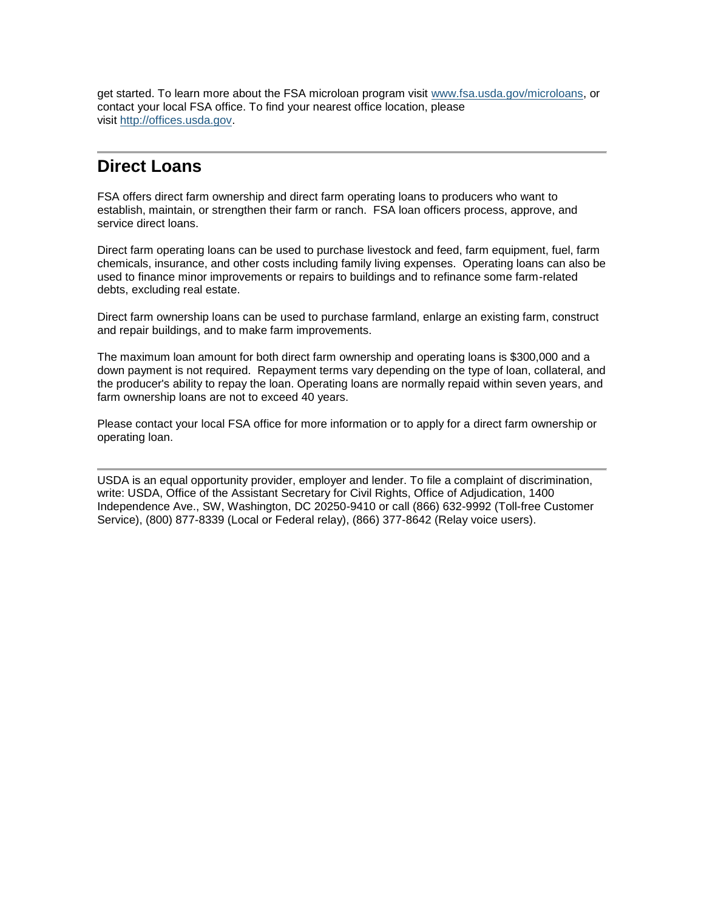get started. To learn more about the FSA microloan program visit www.fsa.usda.gov/microloans, or contact your local FSA office. To find your nearest office location, please visit http://offices.usda.gov.

---

## Direct Loans

FSA offers direct farm ownership and direct farm operating loans to producers who want to establish, maintain, or strengthen their farm or ranch. FSA loan officers process, approve, and service direct loans.

Direct farm operating loans can be used to purchase livestock and feed, farm equipment, fuel, farm chemicals, insurance, and other costs including family living expenses. Operating loans can also be used to finance minor improvements or repairs to buildings and to refinance some farm-related debts, excluding real estate.

Direct farm ownership loans can be used to purchase farmland, enlarge an existing farm, construct and repair buildings, and to make farm improvements.

The maximum loan amount for both direct farm ownership and operating loans is $300,000 and a down payment is not required. Repayment terms vary depending on the type of loan, collateral, and the producer's ability to repay the loan. Operating loans are normally repaid within seven years, and farm ownership loans are not to exceed 40 years.

Please contact your local FSA office for more information or to apply for a direct farm ownership or operating loan.

---

USDA is an equal opportunity provider, employer and lender. To file a complaint of discrimination, write: USDA, Office of the Assistant Secretary for Civil Rights, Office of Adjudication, 1400 Independence Ave., SW, Washington, DC 20250-9410 or call (866) 632-9992 (Toll-free Customer Service), (800) 877-8339 (Local or Federal relay), (866) 377-8642 (Relay voice users).